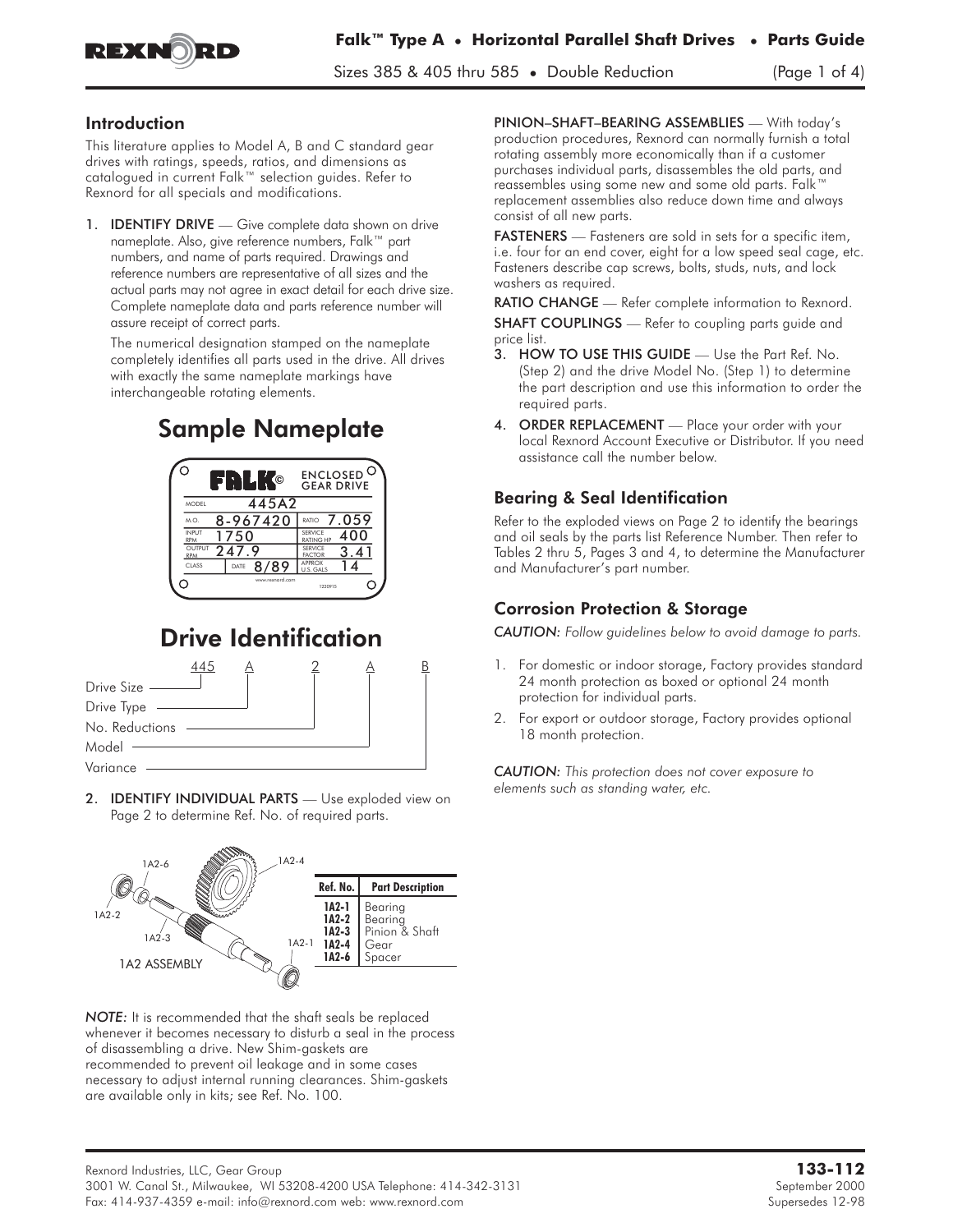# Falk™ Type A • Horizontal Parallel Shaft Drives • Parts Guide

Sizes 385 & 405 thru 585 • Double Reduction

## Introduction

This literature applies to Model A, B and C standard gear drives with ratings, speeds, ratios, and dimensions as catalogued in current Falk™ selection guides. Refer to Rexnord for all specials and modifications.

1. **IDENTIFY DRIVE** — Give complete data shown on drive nameplate. Also, give reference numbers, Falk™ part numbers, and name of parts required. Drawings and reference numbers are representative of all sizes and the actual parts may not agree in exact detail for each drive size. Complete nameplate data and parts reference number will assure receipt of correct parts.

   The numerical designation stamped on the nameplate completely identifies all parts used in the drive. All drives with exactly the same nameplate markings have interchangeable rotating elements.

## Sample Nameplate

FALK© ENCLOSED GEAR DRIVE

| | | | |
|---|---|---|---|
| MODEL | 445A2 | | |
| M.O. | 8-967420 | RATIO | 7.059 |
| INPUT RPM | 1750 | SERVICE RATING HP | 400 |
| OUTPUT RPM | 247.9 | SERVICE FACTOR | 3.41 |
| CLASS | DATE 8/89 | APPROX U.S. GALS | 14 |

www.rexnord.com 1220915

## Drive Identification

445 A 2 A B

- Drive Size — 445
- Drive Type — A
- No. Reductions — 2
- Model — A
- Variance — B

2. **IDENTIFY INDIVIDUAL PARTS** — Use exploded view on Page 2 to determine Ref. No. of required parts.

1A2 ASSEMBLY

| Ref. No. | Part Description |
|---|---|
| 1A2-1 | Bearing |
| 1A2-2 | Bearing |
| 1A2-3 | Pinion & Shaft |
| 1A2-4 | Gear |
| 1A2-6 | Spacer |

*NOTE:* It is recommended that the shaft seals be replaced whenever it becomes necessary to disturb a seal in the process of disassembling a drive. New Shim-gaskets are recommended to prevent oil leakage and in some cases necessary to adjust internal running clearances. Shim-gaskets are available only in kits; see Ref. No. 100.

**PINION–SHAFT–BEARING ASSEMBLIES** — With today's production procedures, Rexnord can normally furnish a total rotating assembly more economically than if a customer purchases individual parts, disassembles the old parts, and reassembles using some new and some old parts. Falk™ replacement assemblies also reduce down time and always consist of all new parts.

**FASTENERS** — Fasteners are sold in sets for a specific item, i.e. four for an end cover, eight for a low speed seal cage, etc. Fasteners describe cap screws, bolts, studs, nuts, and lock washers as required.

**RATIO CHANGE** — Refer complete information to Rexnord.

**SHAFT COUPLINGS** — Refer to coupling parts guide and price list.

3. **HOW TO USE THIS GUIDE** — Use the Part Ref. No. (Step 2) and the drive Model No. (Step 1) to determine the part description and use this information to order the required parts.
4. **ORDER REPLACEMENT** — Place your order with your local Rexnord Account Executive or Distributor. If you need assistance call the number below.

## Bearing & Seal Identification

Refer to the exploded views on Page 2 to identify the bearings and oil seals by the parts list Reference Number. Then refer to Tables 2 thru 5, Pages 3 and 4, to determine the Manufacturer and Manufacturer's part number.

## Corrosion Protection & Storage

*CAUTION: Follow guidelines below to avoid damage to parts.*

1. For domestic or indoor storage, Factory provides standard 24 month protection as boxed or optional 24 month protection for individual parts.
2. For export or outdoor storage, Factory provides optional 18 month protection.

*CAUTION: This protection does not cover exposure to elements such as standing water, etc.*

Rexnord Industries, LLC, Gear Group
3001 W. Canal St., Milwaukee, WI 53208-4200 USA Telephone: 414-342-3131
Fax: 414-937-4359 e-mail: info@rexnord.com web: www.rexnord.com

**133-112**
September 2000
Supersedes 12-98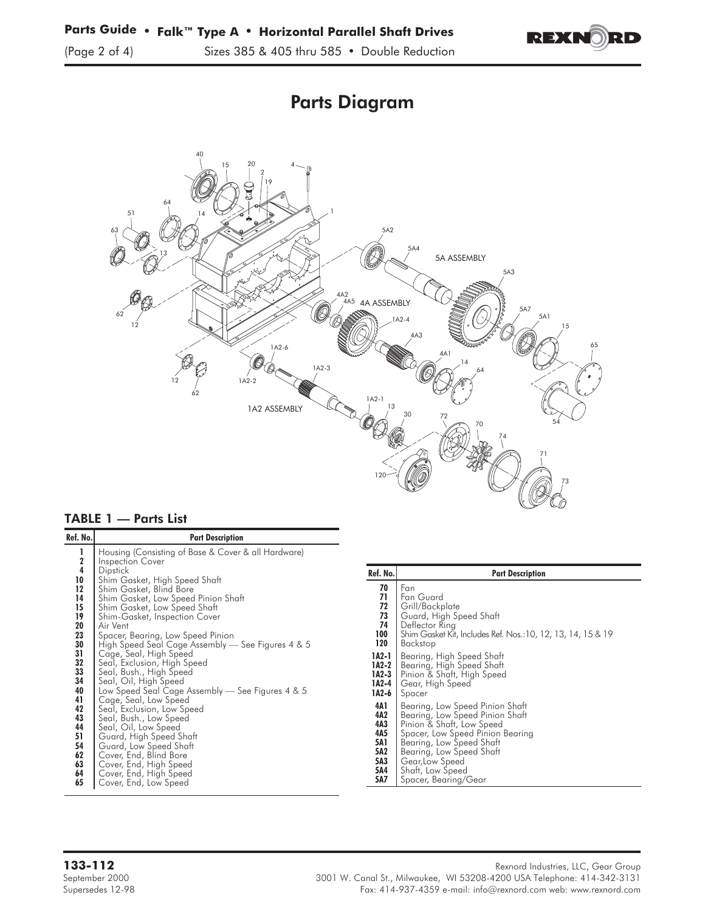# Parts Diagram

### TABLE 1 — Parts List

| Ref. No. | Part Description |
|---|---|
| 1 | Housing (Consisting of Base & Cover & all Hardware) |
| 2 | Inspection Cover |
| 4 | Dipstick |
| 10 | Shim Gasket, High Speed Shaft |
| 12 | Shim Gasket, Blind Bore |
| 14 | Shim Gasket, Low Speed Pinion Shaft |
| 15 | Shim Gasket, Low Speed Shaft |
| 19 | Shim-Gasket, Inspection Cover |
| 20 | Air Vent |
| 23 | Spacer, Bearing, Low Speed Pinion |
| 30 | High Speed Seal Cage Assembly — See Figures 4 & 5 |
| 31 | Cage, Seal, High Speed |
| 32 | Seal, Exclusion, High Speed |
| 33 | Seal, Bush., High Speed |
| 34 | Seal, Oil, High Speed |
| 40 | Low Speed Seal Cage Assembly — See Figures 4 & 5 |
| 41 | Cage, Seal, Low Speed |
| 42 | Seal, Exclusion, Low Speed |
| 43 | Seal, Bush., Low Speed |
| 44 | Seal, Oil, Low Speed |
| 51 | Guard, High Speed Shaft |
| 54 | Guard, Low Speed Shaft |
| 62 | Cover, End, Blind Bore |
| 63 | Cover, End, High Speed |
| 64 | Cover, End, High Speed |
| 65 | Cover, End, Low Speed |

| Ref. No. | Part Description |
|---|---|
| 70 | Fan |
| 71 | Fan Guard |
| 72 | Grill/Backplate |
| 73 | Guard, High Speed Shaft |
| 74 | Deflector Ring |
| 100 | Shim Gasket Kit, Includes Ref. Nos.:10, 12, 13, 14, 15 & 19 |
| 120 | Backstop |
| 1A2-1 | Bearing, High Speed Shaft |
| 1A2-2 | Bearing, High Speed Shaft |
| 1A2-3 | Pinion & Shaft, High Speed |
| 1A2-4 | Gear, High Speed |
| 1A2-6 | Spacer |
| 4A1 | Bearing, Low Speed Pinion Shaft |
| 4A2 | Bearing, Low Speed Pinion Shaft |
| 4A3 | Pinion & Shaft, Low Speed |
| 4A5 | Spacer, Low Speed Pinion Bearing |
| 5A1 | Bearing, Low Speed Shaft |
| 5A2 | Bearing, Low Speed Shaft |
| 5A3 | Gear,Low Speed |
| 5A4 | Shaft, Low Speed |
| 5A7 | Spacer, Bearing/Gear |

**133-112**
September 2000
Supersedes 12-98

Rexnord Industries, LLC, Gear Group
3001 W. Canal St., Milwaukee, WI 53208-4200 USA Telephone: 414-342-3131
Fax: 414-937-4359 e-mail: info@rexnord.com web: www.rexnord.com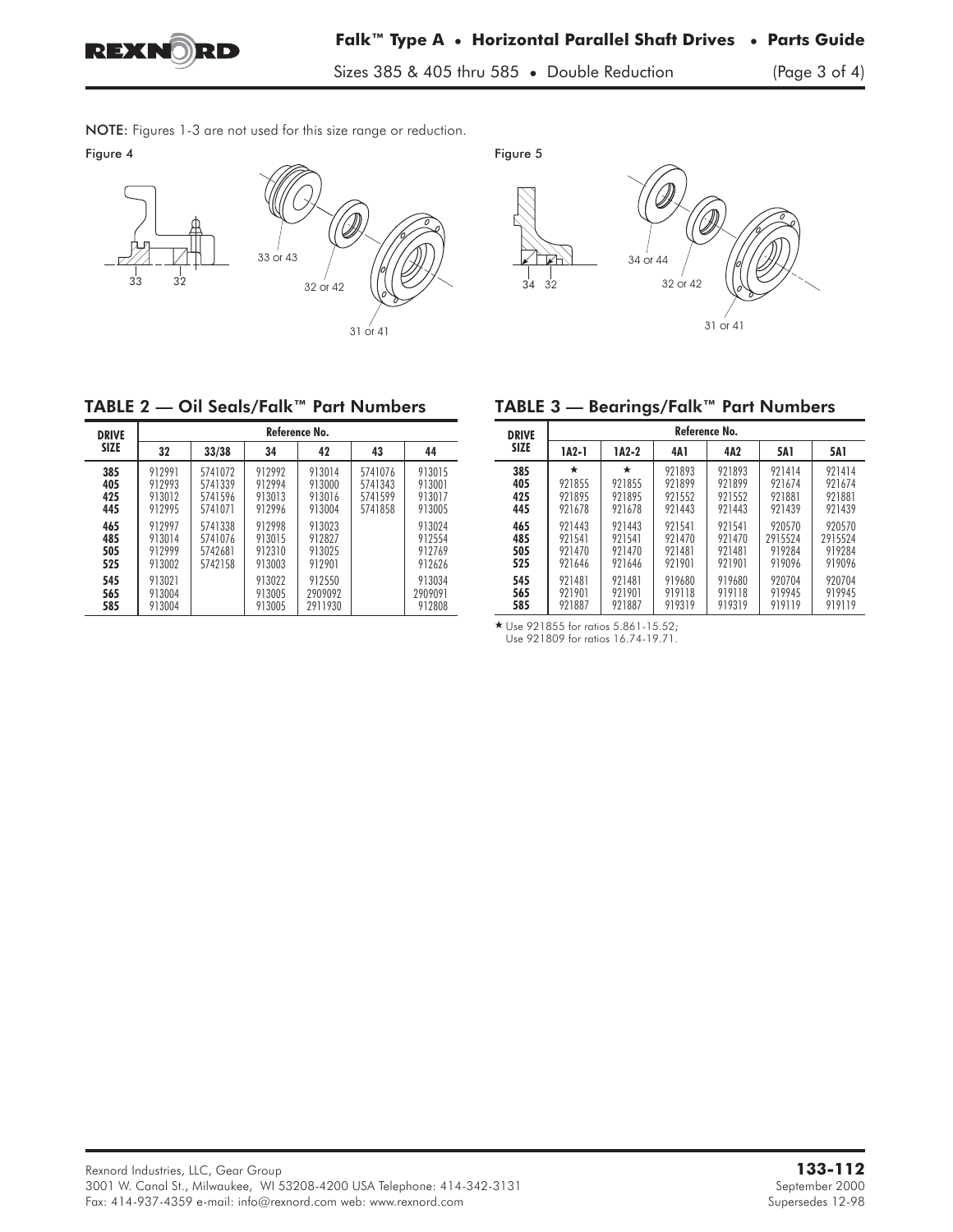NOTE: Figures 1-3 are not used for this size range or reduction.

Figure 4

33 32

33 or 43

32 or 42

31 or 41

Figure 5

34 32

34 or 44

32 or 42

31 or 41

## TABLE 2 — Oil Seals/Falk™ Part Numbers

| DRIVE SIZE | Reference No. | | | | | |
|---|---|---|---|---|---|---|
| | 32 | 33/38 | 34 | 42 | 43 | 44 |
| 385 | 912991 | 5741072 | 912992 | 913014 | 5741076 | 913015 |
| 405 | 912993 | 5741339 | 912994 | 913000 | 5741343 | 913001 |
| 425 | 913012 | 5741596 | 913013 | 913016 | 5741599 | 913017 |
| 445 | 912995 | 5741071 | 912996 | 913004 | 5741858 | 913005 |
| 465 | 912997 | 5741338 | 912998 | 913023 | | 913024 |
| 485 | 913014 | 5741076 | 913015 | 912827 | | 912554 |
| 505 | 912999 | 5742681 | 912310 | 913025 | | 912769 |
| 525 | 913002 | 5742158 | 913003 | 912901 | | 912626 |
| 545 | 913021 | | 913022 | 912550 | | 913034 |
| 565 | 913004 | | 913005 | 2909092 | | 2909091 |
| 585 | 913004 | | 913005 | 2911930 | | 912808 |

## TABLE 3 — Bearings/Falk™ Part Numbers

| DRIVE SIZE | Reference No. | | | | | |
|---|---|---|---|---|---|---|
| | 1A2-1 | 1A2-2 | 4A1 | 4A2 | 5A1 | 5A1 |
| 385 | ★ | ★ | 921893 | 921893 | 921414 | 921414 |
| 405 | 921855 | 921855 | 921899 | 921899 | 921674 | 921674 |
| 425 | 921895 | 921895 | 921552 | 921552 | 921881 | 921881 |
| 445 | 921678 | 921678 | 921443 | 921443 | 921439 | 921439 |
| 465 | 921443 | 921443 | 921541 | 921541 | 920570 | 920570 |
| 485 | 921541 | 921541 | 921470 | 921470 | 2915524 | 2915524 |
| 505 | 921470 | 921470 | 921481 | 921481 | 919284 | 919284 |
| 525 | 921646 | 921646 | 921901 | 921901 | 919096 | 919096 |
| 545 | 921481 | 921481 | 919680 | 919680 | 920704 | 920704 |
| 565 | 921901 | 921901 | 919118 | 919118 | 919945 | 919945 |
| 585 | 921887 | 921887 | 919319 | 919319 | 919119 | 919119 |

★ Use 921855 for ratios 5.861-15.52;
Use 921809 for ratios 16.74-19.71.

Rexnord Industries, LLC, Gear Group
3001 W. Canal St., Milwaukee, WI 53208-4200 USA Telephone: 414-342-3131
Fax: 414-937-4359 e-mail: info@rexnord.com web: www.rexnord.com

**133-112**
September 2000
Supersedes 12-98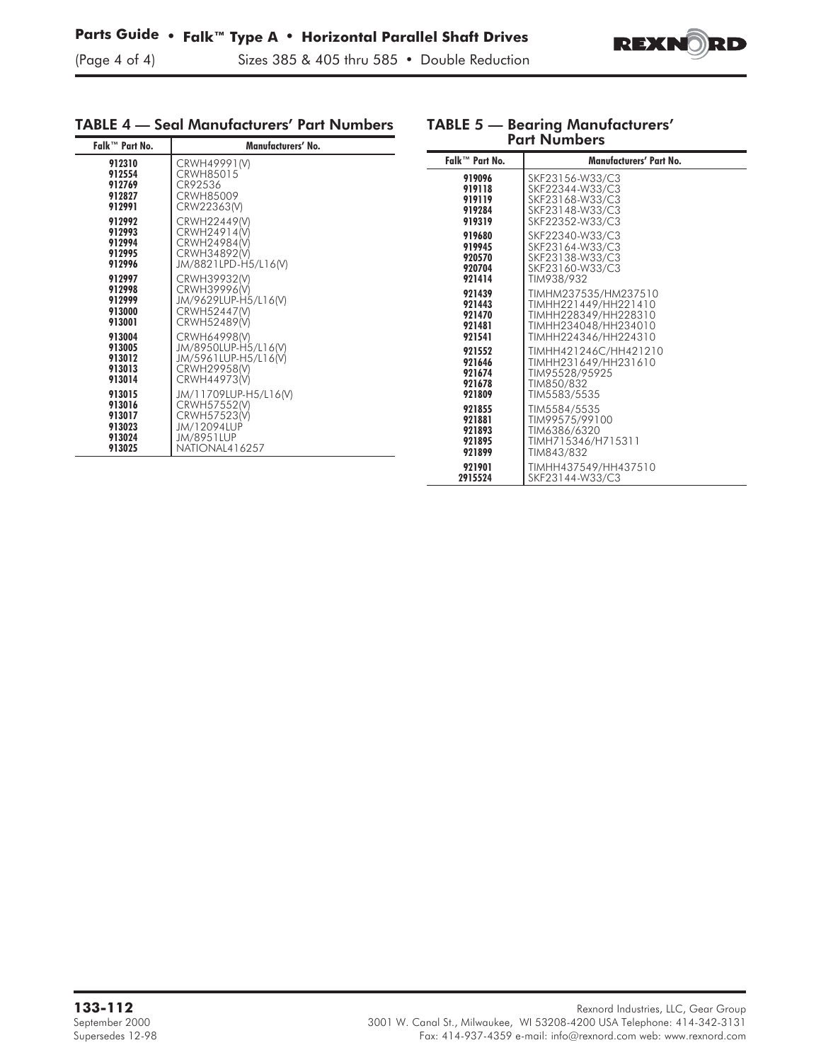## TABLE 4 — Seal Manufacturers' Part Numbers

| Falk™ Part No. | Manufacturers' No. |
|---|---|
| 912310 | CRWH49991(V) |
| 912554 | CRWH85015 |
| 912769 | CR92536 |
| 912827 | CRWH85009 |
| 912991 | CRW22363(V) |
| 912992 | CRWH22449(V) |
| 912993 | CRWH24914(V) |
| 912994 | CRWH24984(V) |
| 912995 | CRWH34892(V) |
| 912996 | JM/8821LPD-H5/L16(V) |
| 912997 | CRWH39932(V) |
| 912998 | CRWH39996(V) |
| 912999 | JM/9629LUP-H5/L16(V) |
| 913000 | CRWH52447(V) |
| 913001 | CRWH52489(V) |
| 913004 | CRWH64998(V) |
| 913005 | JM/8950LUP-H5/L16(V) |
| 913012 | JM/5961LUP-H5/L16(V) |
| 913013 | CRWH29958(V) |
| 913014 | CRWH44973(V) |
| 913015 | JM/11709LUP-H5/L16(V) |
| 913016 | CRWH57552(V) |
| 913017 | CRWH57523(V) |
| 913023 | JM/12094LUP |
| 913024 | JM/8951LUP |
| 913025 | NATIONAL416257 |

## TABLE 5 — Bearing Manufacturers' Part Numbers

| Falk™ Part No. | Manufacturers' Part No. |
|---|---|
| 919096 | SKF23156-W33/C3 |
| 919118 | SKF22344-W33/C3 |
| 919119 | SKF23168-W33/C3 |
| 919284 | SKF23148-W33/C3 |
| 919319 | SKF22352-W33/C3 |
| 919680 | SKF22340-W33/C3 |
| 919945 | SKF23164-W33/C3 |
| 920570 | SKF23138-W33/C3 |
| 920704 | SKF23160-W33/C3 |
| 921414 | TIM938/932 |
| 921439 | TIMHM237535/HM237510 |
| 921443 | TIMHH221449/HH221410 |
| 921470 | TIMHH228349/HH228310 |
| 921481 | TIMHH234048/HH234010 |
| 921541 | TIMHH224346/HH224310 |
| 921552 | TIMHH421246C/HH421210 |
| 921646 | TIMHH231649/HH231610 |
| 921674 | TIM95528/95925 |
| 921678 | TIM850/832 |
| 921809 | TIM5583/5535 |
| 921855 | TIM5584/5535 |
| 921881 | TIM99575/99100 |
| 921893 | TIM6386/6320 |
| 921895 | TIMH715346/H715311 |
| 921899 | TIM843/832 |
| 921901 | TIMHH437549/HH437510 |
| 2915524 | SKF23144-W33/C3 |

**133-112**
September 2000
Supersedes 12-98

Rexnord Industries, LLC, Gear Group
3001 W. Canal St., Milwaukee, WI 53208-4200 USA Telephone: 414-342-3131
Fax: 414-937-4359 e-mail: info@rexnord.com web: www.rexnord.com